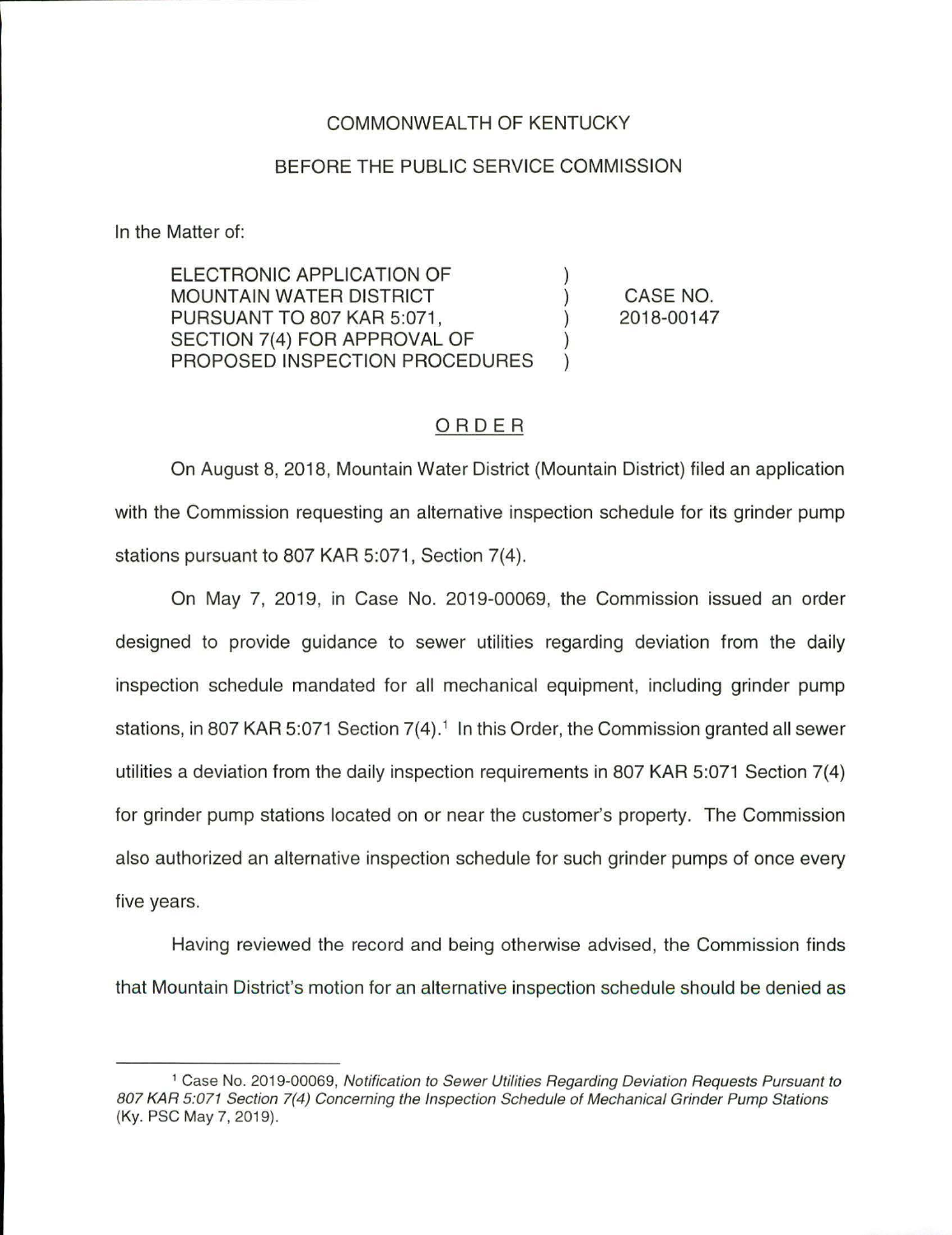COMMONWEALTH OF KENTUCKY

BEFORE THE PUBLIC SERVICE COMMISSION

In the Matter of:

| | | |
|---|---|---|
| ELECTRONIC APPLICATION OF MOUNTAIN WATER DISTRICT PURSUANT TO 807 KAR 5:071, SECTION 7(4) FOR APPROVAL OF PROPOSED INSPECTION PROCEDURES | ) ) ) ) ) | CASE NO. 2018-00147 |

## ORDER

On August 8, 2018, Mountain Water District (Mountain District) filed an application with the Commission requesting an alternative inspection schedule for its grinder pump stations pursuant to 807 KAR 5:071, Section 7(4).

On May 7, 2019, in Case No. 2019-00069, the Commission issued an order designed to provide guidance to sewer utilities regarding deviation from the daily inspection schedule mandated for all mechanical equipment, including grinder pump stations, in 807 KAR 5:071 Section 7(4).[1] In this Order, the Commission granted all sewer utilities a deviation from the daily inspection requirements in 807 KAR 5:071 Section 7(4) for grinder pump stations located on or near the customer's property. The Commission also authorized an alternative inspection schedule for such grinder pumps of once every five years.

Having reviewed the record and being otherwise advised, the Commission finds that Mountain District's motion for an alternative inspection schedule should be denied as

---

[1] Case No. 2019-00069, *Notification to Sewer Utilities Regarding Deviation Requests Pursuant to 807 KAR 5:071 Section 7(4) Concerning the Inspection Schedule of Mechanical Grinder Pump Stations* (Ky. PSC May 7, 2019).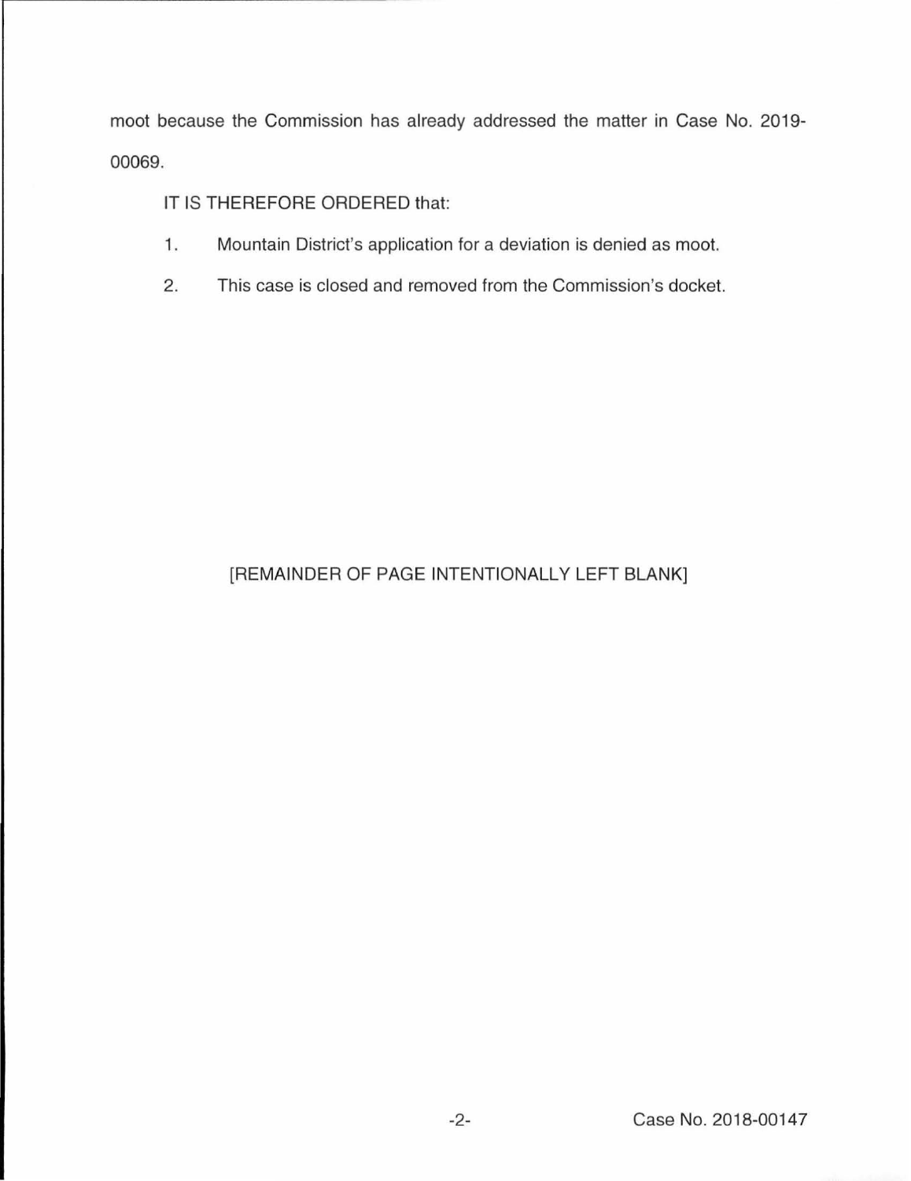moot because the Commission has already addressed the matter in Case No. 2019-00069.

IT IS THEREFORE ORDERED that:

1. Mountain District's application for a deviation is denied as moot.

2. This case is closed and removed from the Commission's docket.

[REMAINDER OF PAGE INTENTIONALLY LEFT BLANK]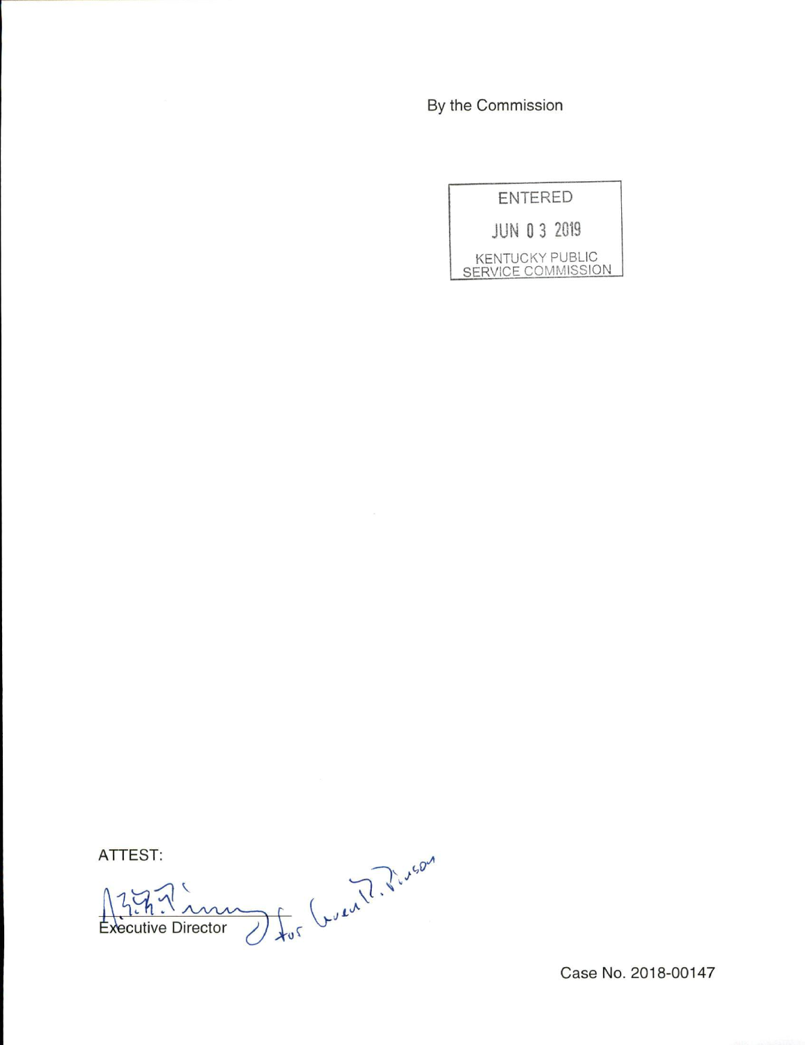By the Commission

ENTERED

JUN 03 2019

KENTUCKY PUBLIC SERVICE COMMISSION

ATTEST:

Executive Director

Case No. 2018-00147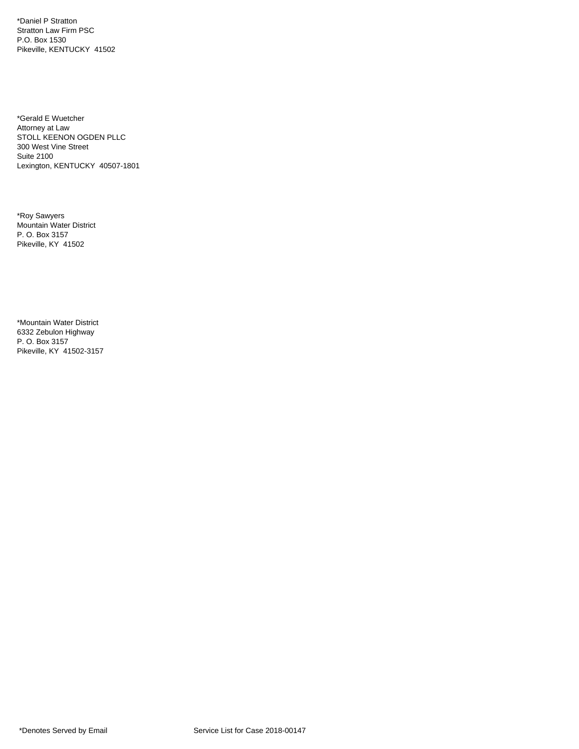*Daniel P Stratton
Stratton Law Firm PSC
P.O. Box 1530
Pikeville, KENTUCKY  41502

*Gerald E Wuetcher
Attorney at Law
STOLL KEENON OGDEN PLLC
300 West Vine Street
Suite 2100
Lexington, KENTUCKY  40507-1801

*Roy Sawyers
Mountain Water District
P. O. Box 3157
Pikeville, KY  41502

*Mountain Water District
6332 Zebulon Highway
P. O. Box 3157
Pikeville, KY  41502-3157

*Denotes Served by Email

Service List for Case 2018-00147